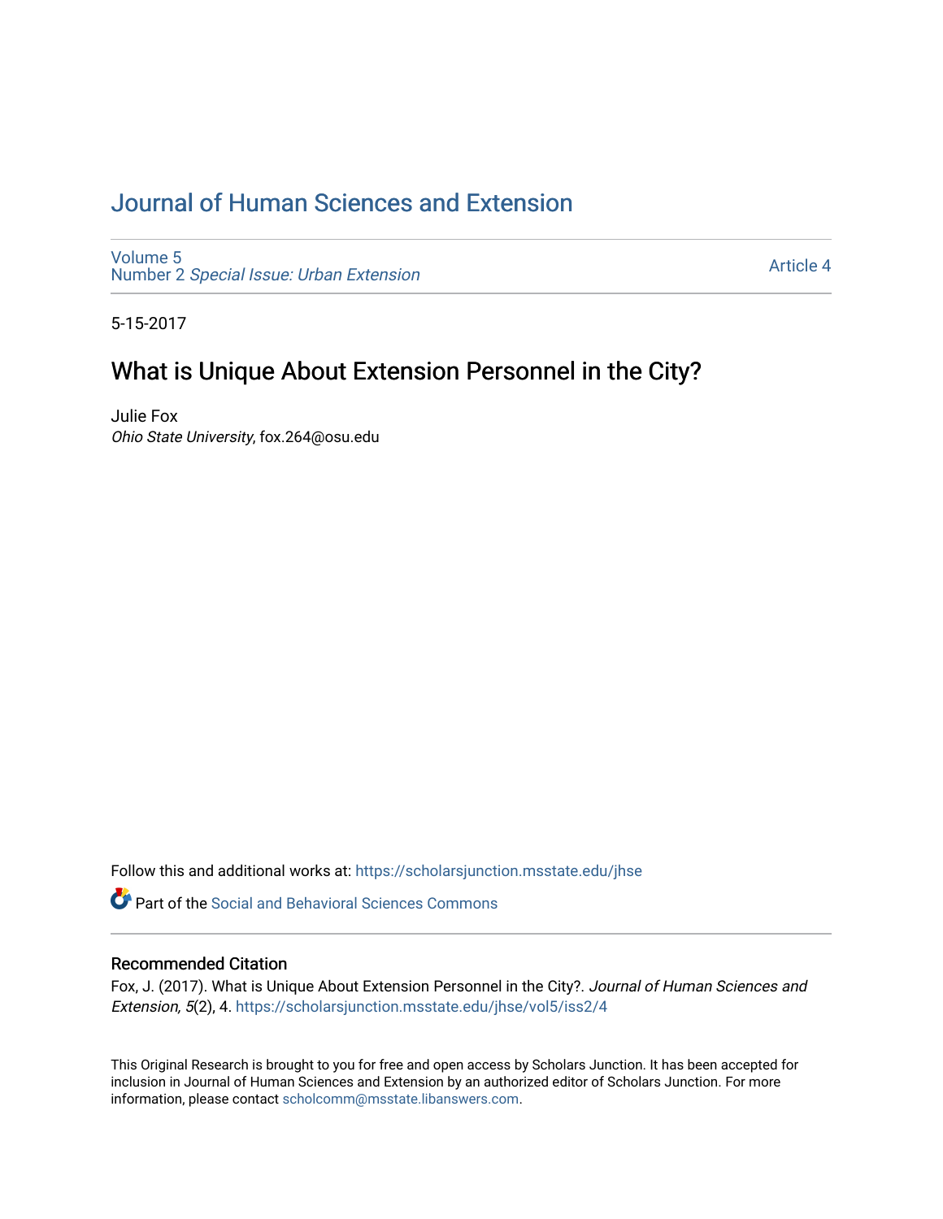# Journal of Human Sciences and Extension

Volume 5
Number 2 *Special Issue: Urban Extension*

Article 4

5-15-2017

## What is Unique About Extension Personnel in the City?

Julie Fox
*Ohio State University*, fox.264@osu.edu

Follow this and additional works at: https://scholarsjunction.msstate.edu/jhse

Part of the Social and Behavioral Sciences Commons

### Recommended Citation

Fox, J. (2017). What is Unique About Extension Personnel in the City?. *Journal of Human Sciences and Extension, 5*(2), 4. https://scholarsjunction.msstate.edu/jhse/vol5/iss2/4

This Original Research is brought to you for free and open access by Scholars Junction. It has been accepted for inclusion in Journal of Human Sciences and Extension by an authorized editor of Scholars Junction. For more information, please contact scholcomm@msstate.libanswers.com.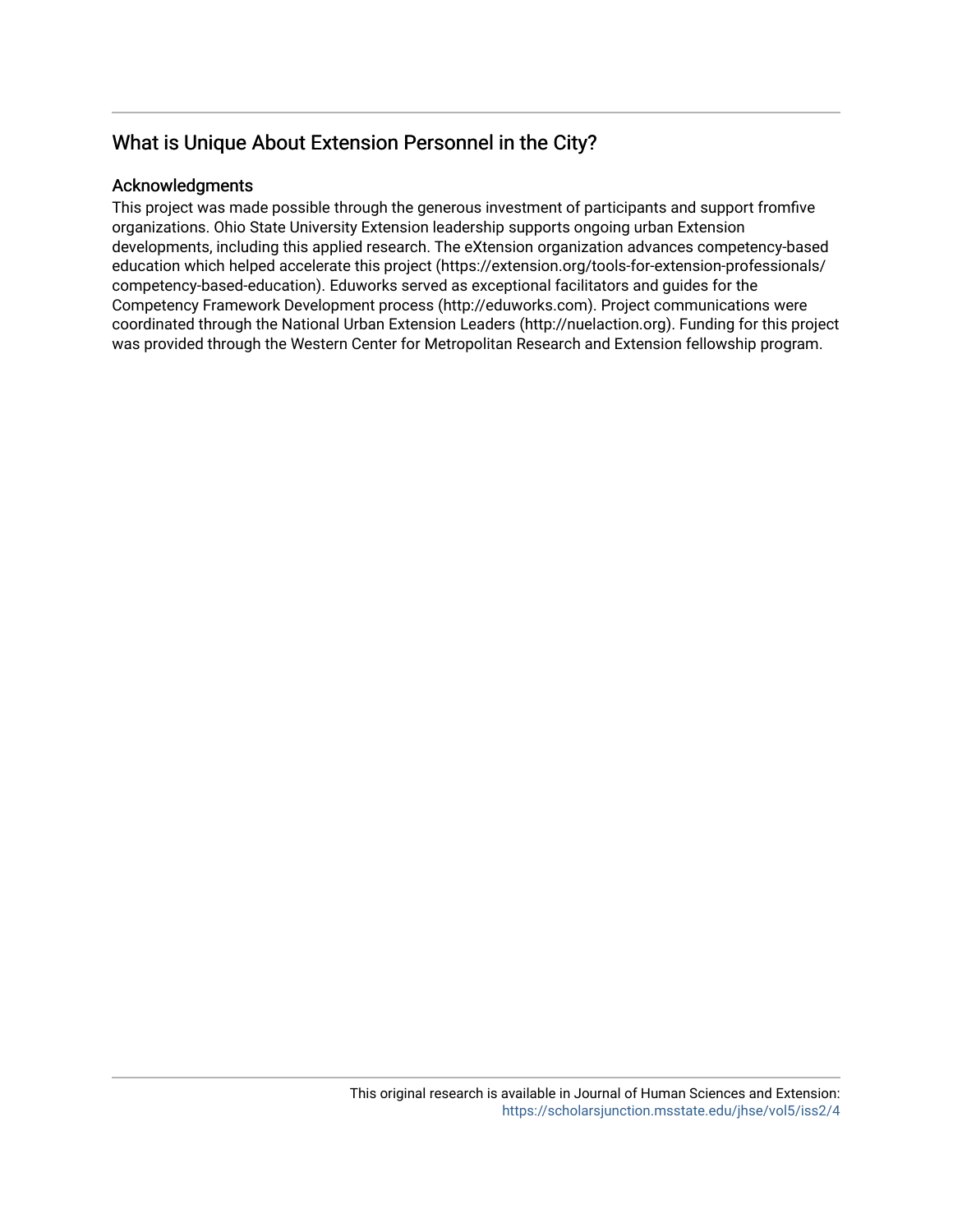## What is Unique About Extension Personnel in the City?

### Acknowledgments

This project was made possible through the generous investment of participants and support fromfive organizations. Ohio State University Extension leadership supports ongoing urban Extension developments, including this applied research. The eXtension organization advances competency-based education which helped accelerate this project (https://extension.org/tools-for-extension-professionals/competency-based-education). Eduworks served as exceptional facilitators and guides for the Competency Framework Development process (http://eduworks.com). Project communications were coordinated through the National Urban Extension Leaders (http://nuelaction.org). Funding for this project was provided through the Western Center for Metropolitan Research and Extension fellowship program.

This original research is available in Journal of Human Sciences and Extension: https://scholarsjunction.msstate.edu/jhse/vol5/iss2/4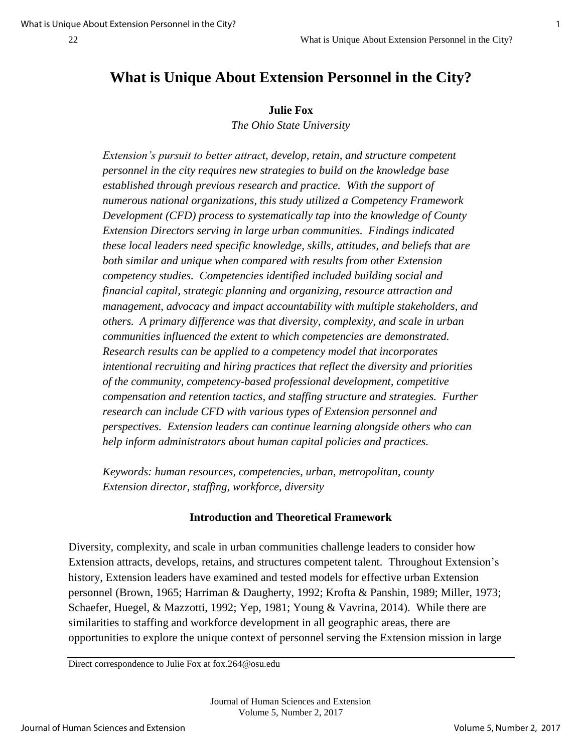# What is Unique About Extension Personnel in the City?

**Julie Fox**

*The Ohio State University*

*Extension's pursuit to better attract, develop, retain, and structure competent personnel in the city requires new strategies to build on the knowledge base established through previous research and practice. With the support of numerous national organizations, this study utilized a Competency Framework Development (CFD) process to systematically tap into the knowledge of County Extension Directors serving in large urban communities. Findings indicated these local leaders need specific knowledge, skills, attitudes, and beliefs that are both similar and unique when compared with results from other Extension competency studies. Competencies identified included building social and financial capital, strategic planning and organizing, resource attraction and management, advocacy and impact accountability with multiple stakeholders, and others. A primary difference was that diversity, complexity, and scale in urban communities influenced the extent to which competencies are demonstrated. Research results can be applied to a competency model that incorporates intentional recruiting and hiring practices that reflect the diversity and priorities of the community, competency-based professional development, competitive compensation and retention tactics, and staffing structure and strategies. Further research can include CFD with various types of Extension personnel and perspectives. Extension leaders can continue learning alongside others who can help inform administrators about human capital policies and practices.*

*Keywords: human resources, competencies, urban, metropolitan, county Extension director, staffing, workforce, diversity*

## Introduction and Theoretical Framework

Diversity, complexity, and scale in urban communities challenge leaders to consider how Extension attracts, develops, retains, and structures competent talent. Throughout Extension's history, Extension leaders have examined and tested models for effective urban Extension personnel (Brown, 1965; Harriman & Daugherty, 1992; Krofta & Panshin, 1989; Miller, 1973; Schaefer, Huegel, & Mazzotti, 1992; Yep, 1981; Young & Vavrina, 2014). While there are similarities to staffing and workforce development in all geographic areas, there are opportunities to explore the unique context of personnel serving the Extension mission in large

Direct correspondence to Julie Fox at fox.264@osu.edu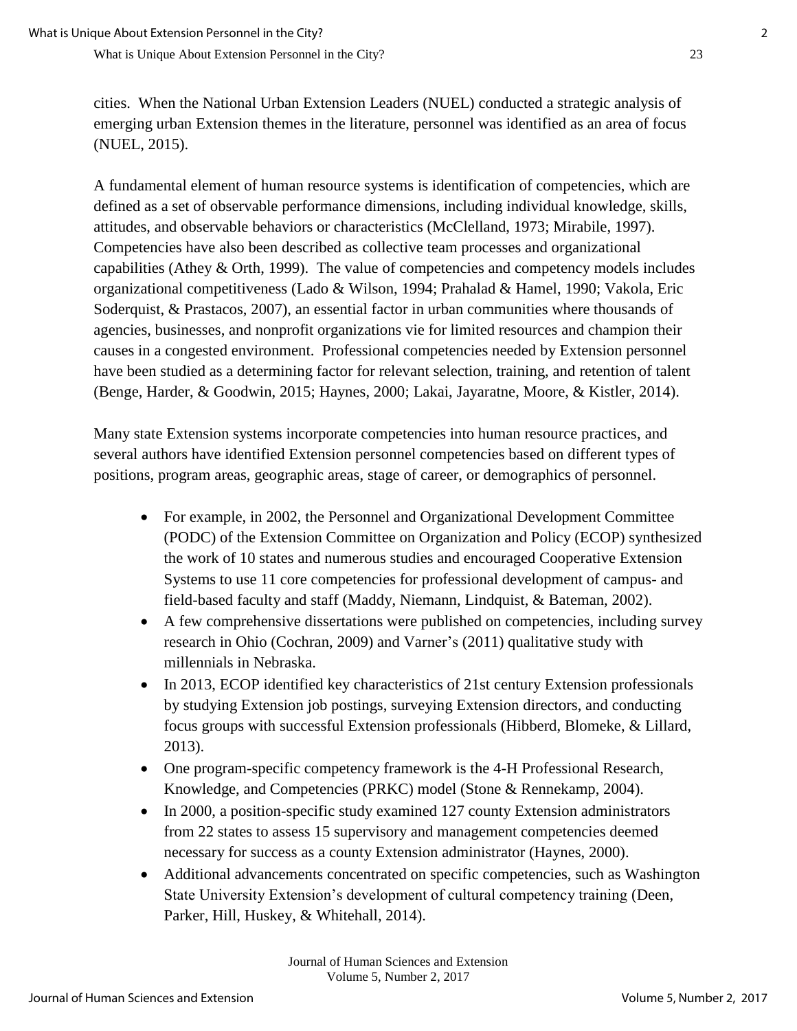cities. When the National Urban Extension Leaders (NUEL) conducted a strategic analysis of emerging urban Extension themes in the literature, personnel was identified as an area of focus (NUEL, 2015).

A fundamental element of human resource systems is identification of competencies, which are defined as a set of observable performance dimensions, including individual knowledge, skills, attitudes, and observable behaviors or characteristics (McClelland, 1973; Mirabile, 1997). Competencies have also been described as collective team processes and organizational capabilities (Athey & Orth, 1999). The value of competencies and competency models includes organizational competitiveness (Lado & Wilson, 1994; Prahalad & Hamel, 1990; Vakola, Eric Soderquist, & Prastacos, 2007), an essential factor in urban communities where thousands of agencies, businesses, and nonprofit organizations vie for limited resources and champion their causes in a congested environment. Professional competencies needed by Extension personnel have been studied as a determining factor for relevant selection, training, and retention of talent (Benge, Harder, & Goodwin, 2015; Haynes, 2000; Lakai, Jayaratne, Moore, & Kistler, 2014).

Many state Extension systems incorporate competencies into human resource practices, and several authors have identified Extension personnel competencies based on different types of positions, program areas, geographic areas, stage of career, or demographics of personnel.

- For example, in 2002, the Personnel and Organizational Development Committee (PODC) of the Extension Committee on Organization and Policy (ECOP) synthesized the work of 10 states and numerous studies and encouraged Cooperative Extension Systems to use 11 core competencies for professional development of campus- and field-based faculty and staff (Maddy, Niemann, Lindquist, & Bateman, 2002).
- A few comprehensive dissertations were published on competencies, including survey research in Ohio (Cochran, 2009) and Varner's (2011) qualitative study with millennials in Nebraska.
- In 2013, ECOP identified key characteristics of 21st century Extension professionals by studying Extension job postings, surveying Extension directors, and conducting focus groups with successful Extension professionals (Hibberd, Blomeke, & Lillard, 2013).
- One program-specific competency framework is the 4-H Professional Research, Knowledge, and Competencies (PRKC) model (Stone & Rennekamp, 2004).
- In 2000, a position-specific study examined 127 county Extension administrators from 22 states to assess 15 supervisory and management competencies deemed necessary for success as a county Extension administrator (Haynes, 2000).
- Additional advancements concentrated on specific competencies, such as Washington State University Extension's development of cultural competency training (Deen, Parker, Hill, Huskey, & Whitehall, 2014).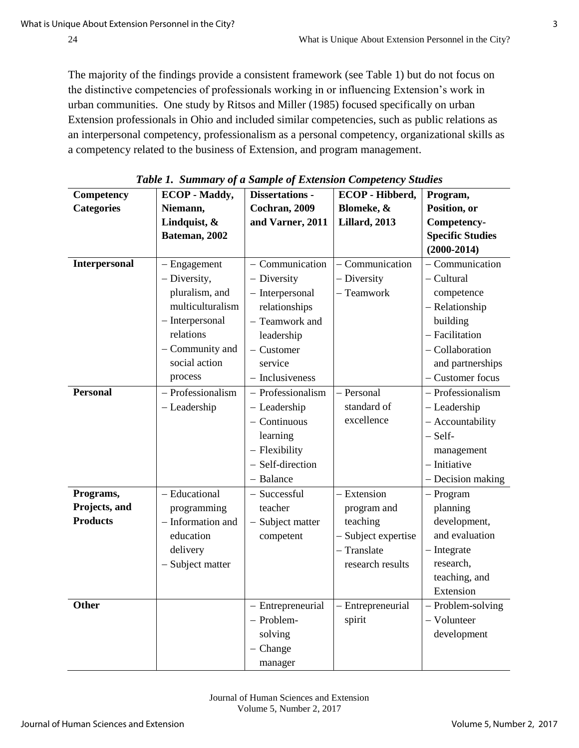The majority of the findings provide a consistent framework (see Table 1) but do not focus on the distinctive competencies of professionals working in or influencing Extension's work in urban communities. One study by Ritsos and Miller (1985) focused specifically on urban Extension professionals in Ohio and included similar competencies, such as public relations as an interpersonal competency, professionalism as a personal competency, organizational skills as a competency related to the business of Extension, and program management.

***Table 1. Summary of a Sample of Extension Competency Studies***

| Competency Categories | ECOP - Maddy, Niemann, Lindquist, & Bateman, 2002 | Dissertations - Cochran, 2009 and Varner, 2011 | ECOP - Hibberd, Blomeke, & Lillard, 2013 | Program, Position, or Competency-Specific Studies (2000-2014) |
|---|---|---|---|---|
| **Interpersonal** | – Engagement<br>– Diversity, pluralism, and multiculturalism<br>– Interpersonal relations<br>– Community and social action process | – Communication<br>– Diversity<br>– Interpersonal relationships<br>– Teamwork and leadership<br>– Customer service<br>– Inclusiveness | – Communication<br>– Diversity<br>– Teamwork | – Communication<br>– Cultural competence<br>– Relationship building<br>– Facilitation<br>– Collaboration and partnerships<br>– Customer focus |
| **Personal** | – Professionalism<br>– Leadership | – Professionalism<br>– Leadership<br>– Continuous learning<br>– Flexibility<br>– Self-direction<br>– Balance | – Personal standard of excellence | – Professionalism<br>– Leadership<br>– Accountability<br>– Self-management<br>– Initiative<br>– Decision making |
| **Programs, Projects, and Products** | – Educational programming<br>– Information and education delivery<br>– Subject matter | – Successful teacher<br>– Subject matter competent | – Extension program and teaching<br>– Subject expertise<br>– Translate research results | – Program planning development, and evaluation<br>– Integrate research, teaching, and Extension |
| **Other** | | – Entrepreneurial<br>– Problem-solving<br>– Change manager | – Entrepreneurial spirit | – Problem-solving<br>– Volunteer development |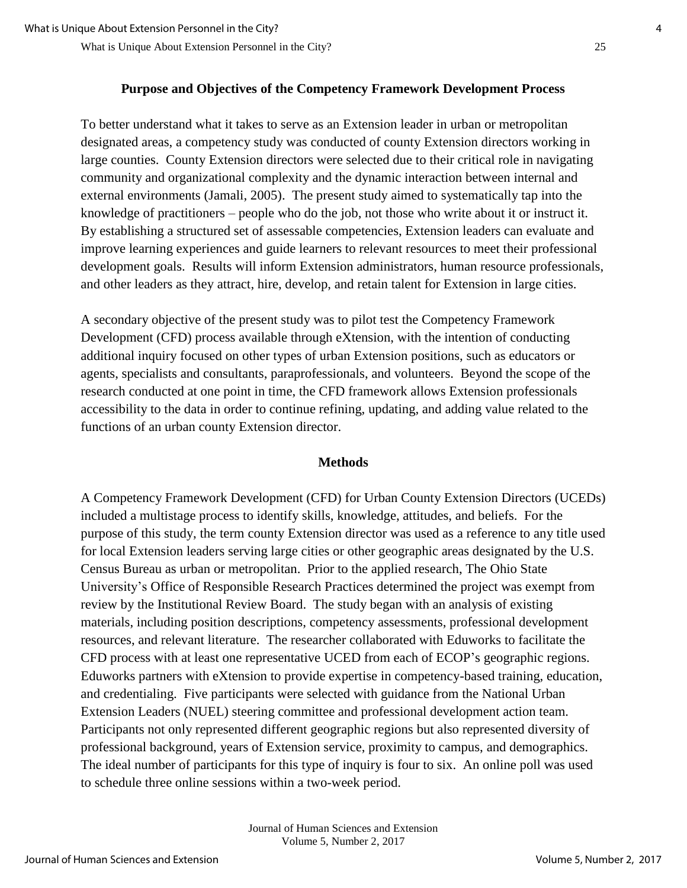## Purpose and Objectives of the Competency Framework Development Process

To better understand what it takes to serve as an Extension leader in urban or metropolitan designated areas, a competency study was conducted of county Extension directors working in large counties. County Extension directors were selected due to their critical role in navigating community and organizational complexity and the dynamic interaction between internal and external environments (Jamali, 2005). The present study aimed to systematically tap into the knowledge of practitioners – people who do the job, not those who write about it or instruct it. By establishing a structured set of assessable competencies, Extension leaders can evaluate and improve learning experiences and guide learners to relevant resources to meet their professional development goals. Results will inform Extension administrators, human resource professionals, and other leaders as they attract, hire, develop, and retain talent for Extension in large cities.

A secondary objective of the present study was to pilot test the Competency Framework Development (CFD) process available through eXtension, with the intention of conducting additional inquiry focused on other types of urban Extension positions, such as educators or agents, specialists and consultants, paraprofessionals, and volunteers. Beyond the scope of the research conducted at one point in time, the CFD framework allows Extension professionals accessibility to the data in order to continue refining, updating, and adding value related to the functions of an urban county Extension director.

## Methods

A Competency Framework Development (CFD) for Urban County Extension Directors (UCEDs) included a multistage process to identify skills, knowledge, attitudes, and beliefs. For the purpose of this study, the term county Extension director was used as a reference to any title used for local Extension leaders serving large cities or other geographic areas designated by the U.S. Census Bureau as urban or metropolitan. Prior to the applied research, The Ohio State University's Office of Responsible Research Practices determined the project was exempt from review by the Institutional Review Board. The study began with an analysis of existing materials, including position descriptions, competency assessments, professional development resources, and relevant literature. The researcher collaborated with Eduworks to facilitate the CFD process with at least one representative UCED from each of ECOP's geographic regions. Eduworks partners with eXtension to provide expertise in competency-based training, education, and credentialing. Five participants were selected with guidance from the National Urban Extension Leaders (NUEL) steering committee and professional development action team. Participants not only represented different geographic regions but also represented diversity of professional background, years of Extension service, proximity to campus, and demographics. The ideal number of participants for this type of inquiry is four to six. An online poll was used to schedule three online sessions within a two-week period.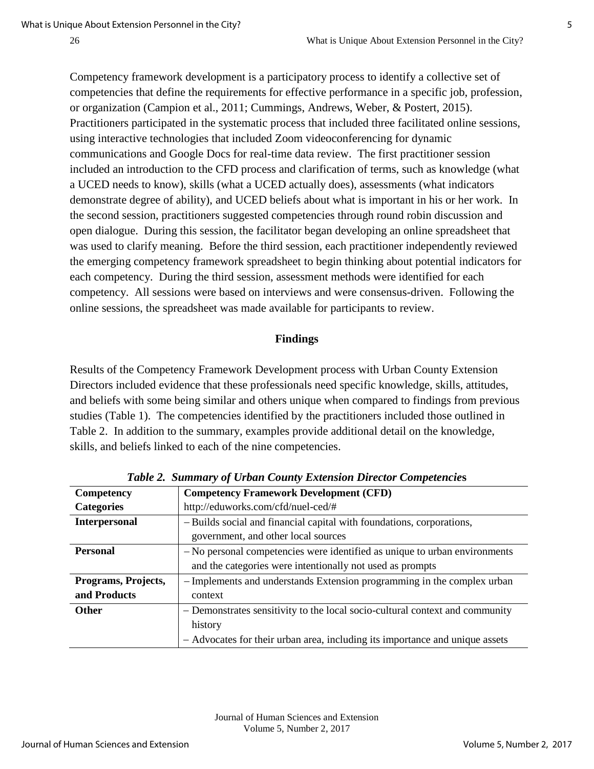Competency framework development is a participatory process to identify a collective set of competencies that define the requirements for effective performance in a specific job, profession, or organization (Campion et al., 2011; Cummings, Andrews, Weber, & Postert, 2015). Practitioners participated in the systematic process that included three facilitated online sessions, using interactive technologies that included Zoom videoconferencing for dynamic communications and Google Docs for real-time data review. The first practitioner session included an introduction to the CFD process and clarification of terms, such as knowledge (what a UCED needs to know), skills (what a UCED actually does), assessments (what indicators demonstrate degree of ability), and UCED beliefs about what is important in his or her work. In the second session, practitioners suggested competencies through round robin discussion and open dialogue. During this session, the facilitator began developing an online spreadsheet that was used to clarify meaning. Before the third session, each practitioner independently reviewed the emerging competency framework spreadsheet to begin thinking about potential indicators for each competency. During the third session, assessment methods were identified for each competency. All sessions were based on interviews and were consensus-driven. Following the online sessions, the spreadsheet was made available for participants to review.

## Findings

Results of the Competency Framework Development process with Urban County Extension Directors included evidence that these professionals need specific knowledge, skills, attitudes, and beliefs with some being similar and others unique when compared to findings from previous studies (Table 1). The competencies identified by the practitioners included those outlined in Table 2. In addition to the summary, examples provide additional detail on the knowledge, skills, and beliefs linked to each of the nine competencies.

***Table 2. Summary of Urban County Extension Director Competencies***

| **Competency Categories** | **Competency Framework Development (CFD)** http://eduworks.com/cfd/nuel-ced/# |
|---|---|
| **Interpersonal** | – Builds social and financial capital with foundations, corporations, government, and other local sources |
| **Personal** | – No personal competencies were identified as unique to urban environments and the categories were intentionally not used as prompts |
| **Programs, Projects, and Products** | – Implements and understands Extension programming in the complex urban context |
| **Other** | – Demonstrates sensitivity to the local socio-cultural context and community history<br>– Advocates for their urban area, including its importance and unique assets |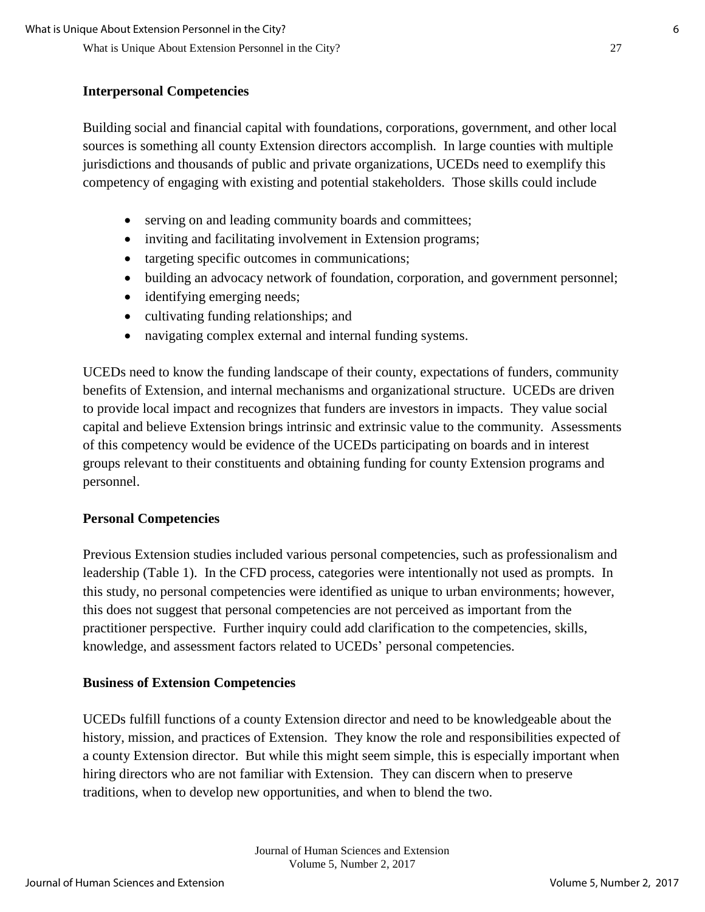**Interpersonal Competencies**

Building social and financial capital with foundations, corporations, government, and other local sources is something all county Extension directors accomplish. In large counties with multiple jurisdictions and thousands of public and private organizations, UCEDs need to exemplify this competency of engaging with existing and potential stakeholders. Those skills could include

- serving on and leading community boards and committees;
- inviting and facilitating involvement in Extension programs;
- targeting specific outcomes in communications;
- building an advocacy network of foundation, corporation, and government personnel;
- identifying emerging needs;
- cultivating funding relationships; and
- navigating complex external and internal funding systems.

UCEDs need to know the funding landscape of their county, expectations of funders, community benefits of Extension, and internal mechanisms and organizational structure. UCEDs are driven to provide local impact and recognizes that funders are investors in impacts. They value social capital and believe Extension brings intrinsic and extrinsic value to the community. Assessments of this competency would be evidence of the UCEDs participating on boards and in interest groups relevant to their constituents and obtaining funding for county Extension programs and personnel.

**Personal Competencies**

Previous Extension studies included various personal competencies, such as professionalism and leadership (Table 1). In the CFD process, categories were intentionally not used as prompts. In this study, no personal competencies were identified as unique to urban environments; however, this does not suggest that personal competencies are not perceived as important from the practitioner perspective. Further inquiry could add clarification to the competencies, skills, knowledge, and assessment factors related to UCEDs' personal competencies.

**Business of Extension Competencies**

UCEDs fulfill functions of a county Extension director and need to be knowledgeable about the history, mission, and practices of Extension. They know the role and responsibilities expected of a county Extension director. But while this might seem simple, this is especially important when hiring directors who are not familiar with Extension. They can discern when to preserve traditions, when to develop new opportunities, and when to blend the two.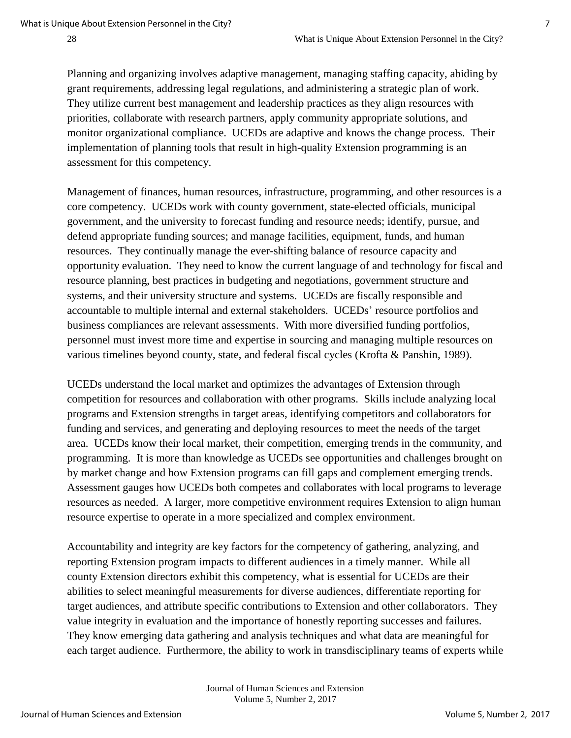Planning and organizing involves adaptive management, managing staffing capacity, abiding by grant requirements, addressing legal regulations, and administering a strategic plan of work. They utilize current best management and leadership practices as they align resources with priorities, collaborate with research partners, apply community appropriate solutions, and monitor organizational compliance. UCEDs are adaptive and knows the change process. Their implementation of planning tools that result in high-quality Extension programming is an assessment for this competency.

Management of finances, human resources, infrastructure, programming, and other resources is a core competency. UCEDs work with county government, state-elected officials, municipal government, and the university to forecast funding and resource needs; identify, pursue, and defend appropriate funding sources; and manage facilities, equipment, funds, and human resources. They continually manage the ever-shifting balance of resource capacity and opportunity evaluation. They need to know the current language of and technology for fiscal and resource planning, best practices in budgeting and negotiations, government structure and systems, and their university structure and systems. UCEDs are fiscally responsible and accountable to multiple internal and external stakeholders. UCEDs' resource portfolios and business compliances are relevant assessments. With more diversified funding portfolios, personnel must invest more time and expertise in sourcing and managing multiple resources on various timelines beyond county, state, and federal fiscal cycles (Krofta & Panshin, 1989).

UCEDs understand the local market and optimizes the advantages of Extension through competition for resources and collaboration with other programs. Skills include analyzing local programs and Extension strengths in target areas, identifying competitors and collaborators for funding and services, and generating and deploying resources to meet the needs of the target area. UCEDs know their local market, their competition, emerging trends in the community, and programming. It is more than knowledge as UCEDs see opportunities and challenges brought on by market change and how Extension programs can fill gaps and complement emerging trends. Assessment gauges how UCEDs both competes and collaborates with local programs to leverage resources as needed. A larger, more competitive environment requires Extension to align human resource expertise to operate in a more specialized and complex environment.

Accountability and integrity are key factors for the competency of gathering, analyzing, and reporting Extension program impacts to different audiences in a timely manner. While all county Extension directors exhibit this competency, what is essential for UCEDs are their abilities to select meaningful measurements for diverse audiences, differentiate reporting for target audiences, and attribute specific contributions to Extension and other collaborators. They value integrity in evaluation and the importance of honestly reporting successes and failures. They know emerging data gathering and analysis techniques and what data are meaningful for each target audience. Furthermore, the ability to work in transdisciplinary teams of experts while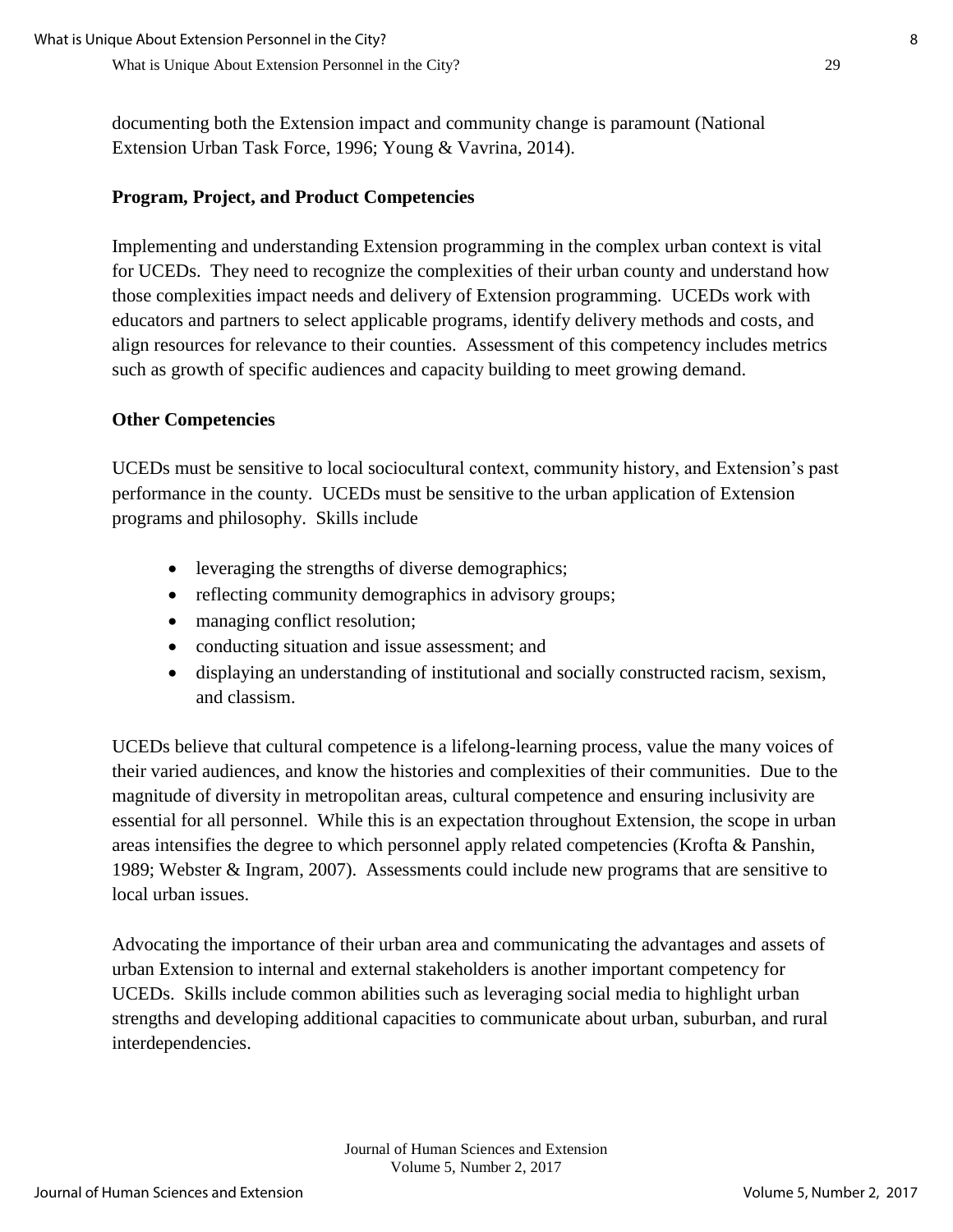documenting both the Extension impact and community change is paramount (National Extension Urban Task Force, 1996; Young & Vavrina, 2014).

### Program, Project, and Product Competencies

Implementing and understanding Extension programming in the complex urban context is vital for UCEDs. They need to recognize the complexities of their urban county and understand how those complexities impact needs and delivery of Extension programming. UCEDs work with educators and partners to select applicable programs, identify delivery methods and costs, and align resources for relevance to their counties. Assessment of this competency includes metrics such as growth of specific audiences and capacity building to meet growing demand.

### Other Competencies

UCEDs must be sensitive to local sociocultural context, community history, and Extension's past performance in the county. UCEDs must be sensitive to the urban application of Extension programs and philosophy. Skills include

- leveraging the strengths of diverse demographics;
- reflecting community demographics in advisory groups;
- managing conflict resolution;
- conducting situation and issue assessment; and
- displaying an understanding of institutional and socially constructed racism, sexism, and classism.

UCEDs believe that cultural competence is a lifelong-learning process, value the many voices of their varied audiences, and know the histories and complexities of their communities. Due to the magnitude of diversity in metropolitan areas, cultural competence and ensuring inclusivity are essential for all personnel. While this is an expectation throughout Extension, the scope in urban areas intensifies the degree to which personnel apply related competencies (Krofta & Panshin, 1989; Webster & Ingram, 2007). Assessments could include new programs that are sensitive to local urban issues.

Advocating the importance of their urban area and communicating the advantages and assets of urban Extension to internal and external stakeholders is another important competency for UCEDs. Skills include common abilities such as leveraging social media to highlight urban strengths and developing additional capacities to communicate about urban, suburban, and rural interdependencies.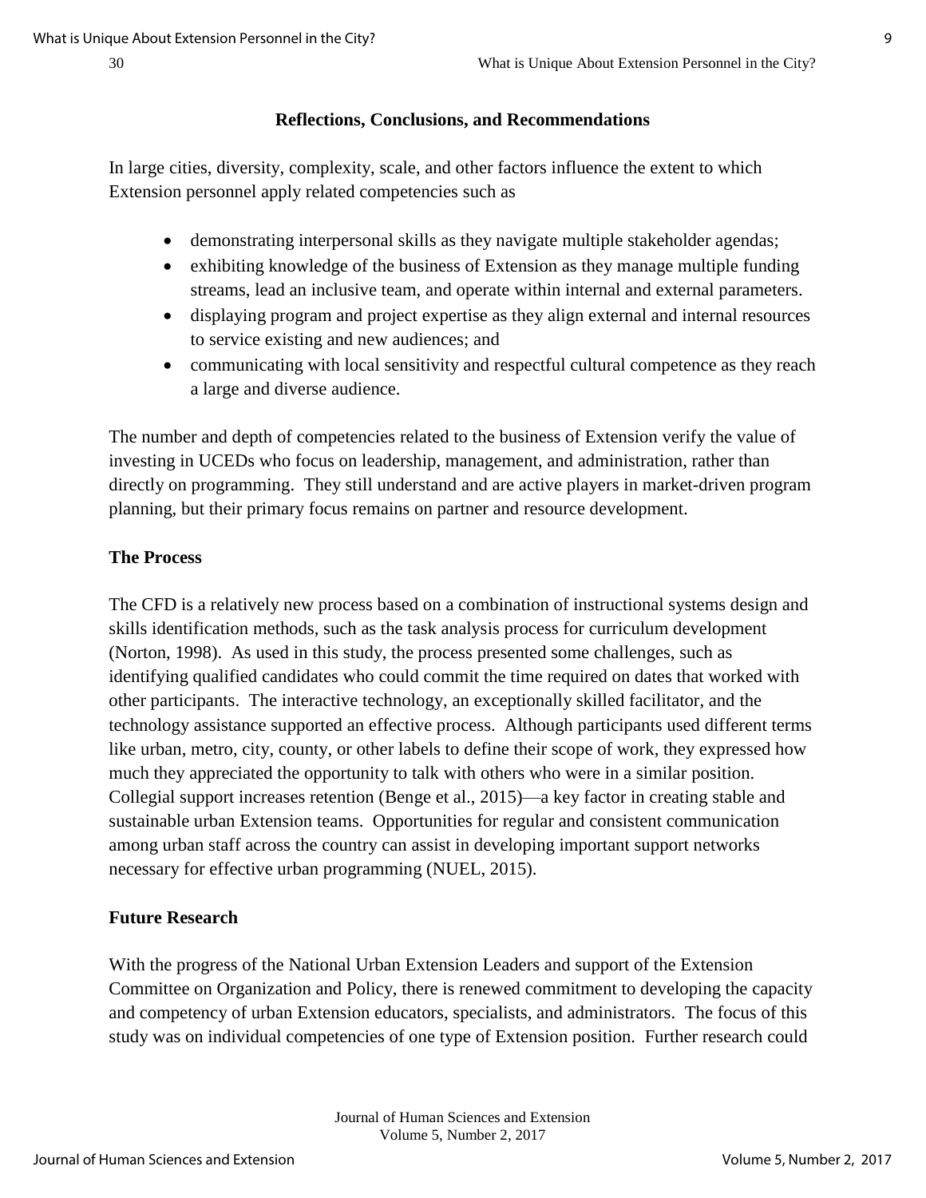## Reflections, Conclusions, and Recommendations

In large cities, diversity, complexity, scale, and other factors influence the extent to which Extension personnel apply related competencies such as

- demonstrating interpersonal skills as they navigate multiple stakeholder agendas;
- exhibiting knowledge of the business of Extension as they manage multiple funding streams, lead an inclusive team, and operate within internal and external parameters.
- displaying program and project expertise as they align external and internal resources to service existing and new audiences; and
- communicating with local sensitivity and respectful cultural competence as they reach a large and diverse audience.

The number and depth of competencies related to the business of Extension verify the value of investing in UCEDs who focus on leadership, management, and administration, rather than directly on programming. They still understand and are active players in market-driven program planning, but their primary focus remains on partner and resource development.

### The Process

The CFD is a relatively new process based on a combination of instructional systems design and skills identification methods, such as the task analysis process for curriculum development (Norton, 1998). As used in this study, the process presented some challenges, such as identifying qualified candidates who could commit the time required on dates that worked with other participants. The interactive technology, an exceptionally skilled facilitator, and the technology assistance supported an effective process. Although participants used different terms like urban, metro, city, county, or other labels to define their scope of work, they expressed how much they appreciated the opportunity to talk with others who were in a similar position. Collegial support increases retention (Benge et al., 2015)—a key factor in creating stable and sustainable urban Extension teams. Opportunities for regular and consistent communication among urban staff across the country can assist in developing important support networks necessary for effective urban programming (NUEL, 2015).

### Future Research

With the progress of the National Urban Extension Leaders and support of the Extension Committee on Organization and Policy, there is renewed commitment to developing the capacity and competency of urban Extension educators, specialists, and administrators. The focus of this study was on individual competencies of one type of Extension position. Further research could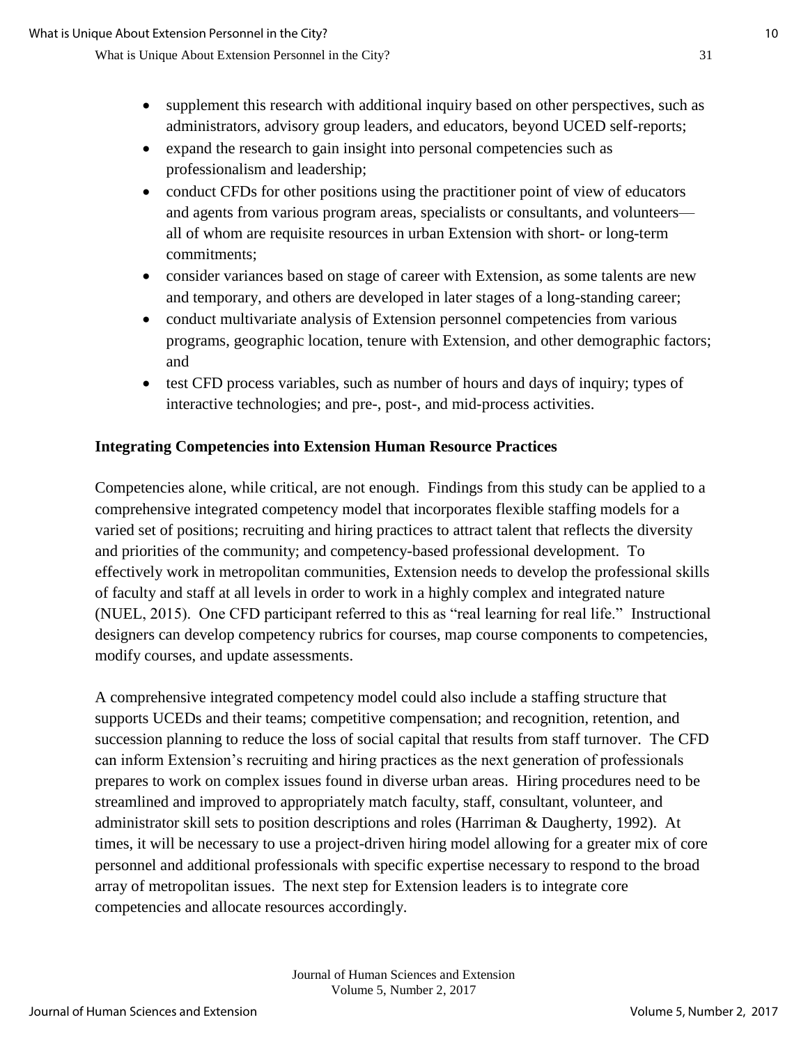- supplement this research with additional inquiry based on other perspectives, such as administrators, advisory group leaders, and educators, beyond UCED self-reports;
- expand the research to gain insight into personal competencies such as professionalism and leadership;
- conduct CFDs for other positions using the practitioner point of view of educators and agents from various program areas, specialists or consultants, and volunteers—all of whom are requisite resources in urban Extension with short- or long-term commitments;
- consider variances based on stage of career with Extension, as some talents are new and temporary, and others are developed in later stages of a long-standing career;
- conduct multivariate analysis of Extension personnel competencies from various programs, geographic location, tenure with Extension, and other demographic factors; and
- test CFD process variables, such as number of hours and days of inquiry; types of interactive technologies; and pre-, post-, and mid-process activities.

**Integrating Competencies into Extension Human Resource Practices**

Competencies alone, while critical, are not enough. Findings from this study can be applied to a comprehensive integrated competency model that incorporates flexible staffing models for a varied set of positions; recruiting and hiring practices to attract talent that reflects the diversity and priorities of the community; and competency-based professional development. To effectively work in metropolitan communities, Extension needs to develop the professional skills of faculty and staff at all levels in order to work in a highly complex and integrated nature (NUEL, 2015). One CFD participant referred to this as "real learning for real life." Instructional designers can develop competency rubrics for courses, map course components to competencies, modify courses, and update assessments.

A comprehensive integrated competency model could also include a staffing structure that supports UCEDs and their teams; competitive compensation; and recognition, retention, and succession planning to reduce the loss of social capital that results from staff turnover. The CFD can inform Extension's recruiting and hiring practices as the next generation of professionals prepares to work on complex issues found in diverse urban areas. Hiring procedures need to be streamlined and improved to appropriately match faculty, staff, consultant, volunteer, and administrator skill sets to position descriptions and roles (Harriman & Daugherty, 1992). At times, it will be necessary to use a project-driven hiring model allowing for a greater mix of core personnel and additional professionals with specific expertise necessary to respond to the broad array of metropolitan issues. The next step for Extension leaders is to integrate core competencies and allocate resources accordingly.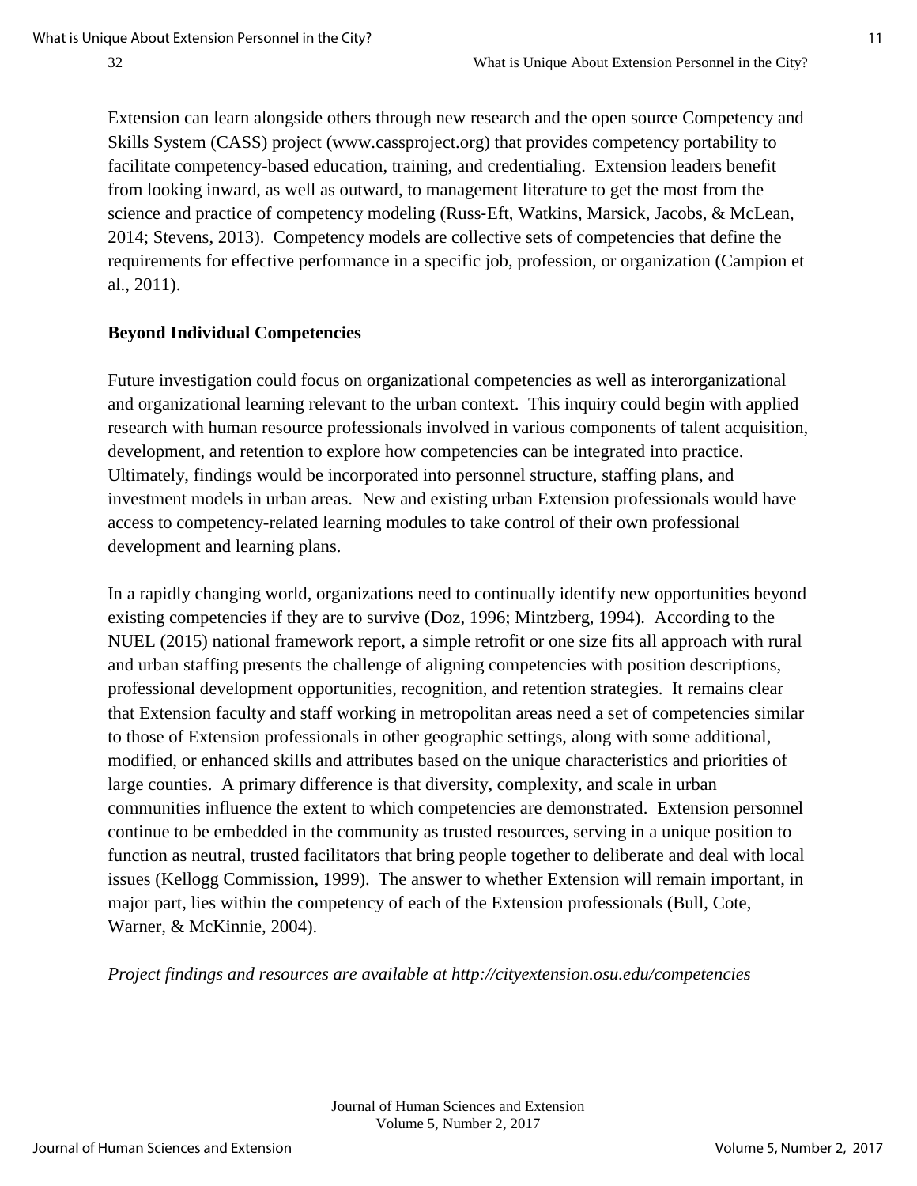Extension can learn alongside others through new research and the open source Competency and Skills System (CASS) project (www.cassproject.org) that provides competency portability to facilitate competency-based education, training, and credentialing. Extension leaders benefit from looking inward, as well as outward, to management literature to get the most from the science and practice of competency modeling (Russ-Eft, Watkins, Marsick, Jacobs, & McLean, 2014; Stevens, 2013). Competency models are collective sets of competencies that define the requirements for effective performance in a specific job, profession, or organization (Campion et al., 2011).

## Beyond Individual Competencies

Future investigation could focus on organizational competencies as well as interorganizational and organizational learning relevant to the urban context. This inquiry could begin with applied research with human resource professionals involved in various components of talent acquisition, development, and retention to explore how competencies can be integrated into practice. Ultimately, findings would be incorporated into personnel structure, staffing plans, and investment models in urban areas. New and existing urban Extension professionals would have access to competency-related learning modules to take control of their own professional development and learning plans.

In a rapidly changing world, organizations need to continually identify new opportunities beyond existing competencies if they are to survive (Doz, 1996; Mintzberg, 1994). According to the NUEL (2015) national framework report, a simple retrofit or one size fits all approach with rural and urban staffing presents the challenge of aligning competencies with position descriptions, professional development opportunities, recognition, and retention strategies. It remains clear that Extension faculty and staff working in metropolitan areas need a set of competencies similar to those of Extension professionals in other geographic settings, along with some additional, modified, or enhanced skills and attributes based on the unique characteristics and priorities of large counties. A primary difference is that diversity, complexity, and scale in urban communities influence the extent to which competencies are demonstrated. Extension personnel continue to be embedded in the community as trusted resources, serving in a unique position to function as neutral, trusted facilitators that bring people together to deliberate and deal with local issues (Kellogg Commission, 1999). The answer to whether Extension will remain important, in major part, lies within the competency of each of the Extension professionals (Bull, Cote, Warner, & McKinnie, 2004).

*Project findings and resources are available at http://cityextension.osu.edu/competencies*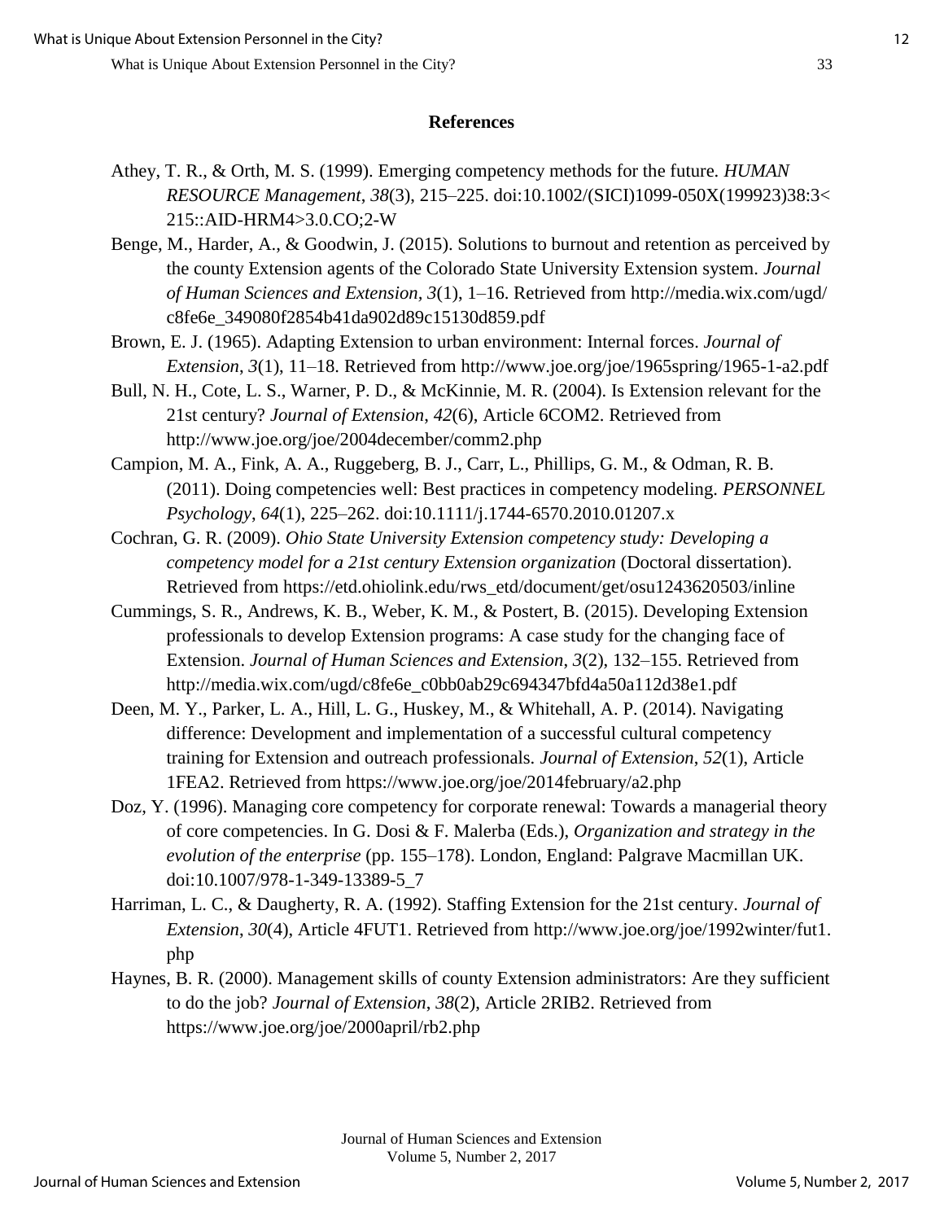## References

Athey, T. R., & Orth, M. S. (1999). Emerging competency methods for the future. *HUMAN RESOURCE Management*, *38*(3), 215–225. doi:10.1002/(SICI)1099-050X(199923)38:3<215::AID-HRM4>3.0.CO;2-W

Benge, M., Harder, A., & Goodwin, J. (2015). Solutions to burnout and retention as perceived by the county Extension agents of the Colorado State University Extension system. *Journal of Human Sciences and Extension*, *3*(1), 1–16. Retrieved from http://media.wix.com/ugd/c8fe6e_349080f2854b41da902d89c15130d859.pdf

Brown, E. J. (1965). Adapting Extension to urban environment: Internal forces. *Journal of Extension*, *3*(1), 11–18. Retrieved from http://www.joe.org/joe/1965spring/1965-1-a2.pdf

Bull, N. H., Cote, L. S., Warner, P. D., & McKinnie, M. R. (2004). Is Extension relevant for the 21st century? *Journal of Extension*, *42*(6), Article 6COM2. Retrieved from http://www.joe.org/joe/2004december/comm2.php

Campion, M. A., Fink, A. A., Ruggeberg, B. J., Carr, L., Phillips, G. M., & Odman, R. B. (2011). Doing competencies well: Best practices in competency modeling. *PERSONNEL Psychology*, *64*(1), 225–262. doi:10.1111/j.1744-6570.2010.01207.x

Cochran, G. R. (2009). *Ohio State University Extension competency study: Developing a competency model for a 21st century Extension organization* (Doctoral dissertation). Retrieved from https://etd.ohiolink.edu/rws_etd/document/get/osu1243620503/inline

Cummings, S. R., Andrews, K. B., Weber, K. M., & Postert, B. (2015). Developing Extension professionals to develop Extension programs: A case study for the changing face of Extension. *Journal of Human Sciences and Extension*, *3*(2), 132–155. Retrieved from http://media.wix.com/ugd/c8fe6e_c0bb0ab29c694347bfd4a50a112d38e1.pdf

Deen, M. Y., Parker, L. A., Hill, L. G., Huskey, M., & Whitehall, A. P. (2014). Navigating difference: Development and implementation of a successful cultural competency training for Extension and outreach professionals. *Journal of Extension*, *52*(1), Article 1FEA2. Retrieved from https://www.joe.org/joe/2014february/a2.php

Doz, Y. (1996). Managing core competency for corporate renewal: Towards a managerial theory of core competencies. In G. Dosi & F. Malerba (Eds.), *Organization and strategy in the evolution of the enterprise* (pp. 155–178). London, England: Palgrave Macmillan UK. doi:10.1007/978-1-349-13389-5_7

Harriman, L. C., & Daugherty, R. A. (1992). Staffing Extension for the 21st century. *Journal of Extension*, *30*(4), Article 4FUT1. Retrieved from http://www.joe.org/joe/1992winter/fut1.php

Haynes, B. R. (2000). Management skills of county Extension administrators: Are they sufficient to do the job? *Journal of Extension*, *38*(2), Article 2RIB2. Retrieved from https://www.joe.org/joe/2000april/rb2.php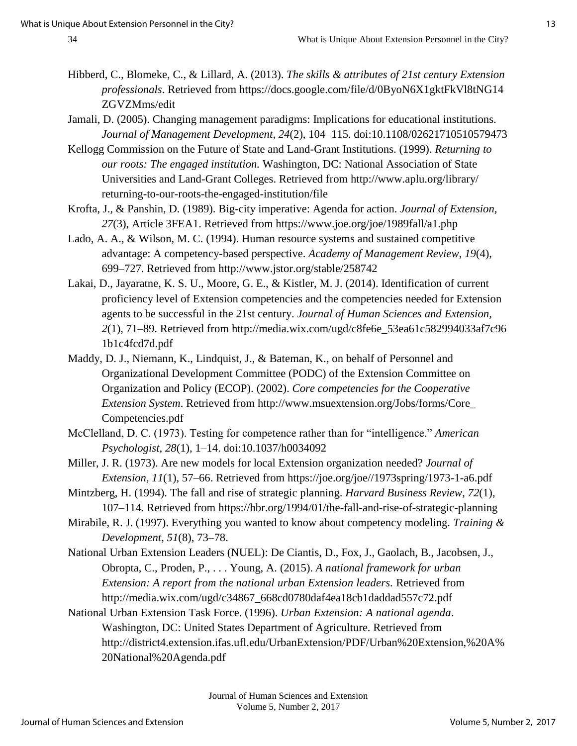Hibberd, C., Blomeke, C., & Lillard, A. (2013). *The skills & attributes of 21st century Extension professionals*. Retrieved from https://docs.google.com/file/d/0ByoN6X1gktFkVl8tNG14ZGVZMms/edit

Jamali, D. (2005). Changing management paradigms: Implications for educational institutions. *Journal of Management Development*, *24*(2), 104–115. doi:10.1108/02621710510579473

Kellogg Commission on the Future of State and Land-Grant Institutions. (1999). *Returning to our roots: The engaged institution.* Washington, DC: National Association of State Universities and Land-Grant Colleges. Retrieved from http://www.aplu.org/library/returning-to-our-roots-the-engaged-institution/file

Krofta, J., & Panshin, D. (1989). Big-city imperative: Agenda for action. *Journal of Extension, 27*(3), Article 3FEA1. Retrieved from https://www.joe.org/joe/1989fall/a1.php

Lado, A. A., & Wilson, M. C. (1994). Human resource systems and sustained competitive advantage: A competency-based perspective. *Academy of Management Review*, *19*(4), 699–727. Retrieved from http://www.jstor.org/stable/258742

Lakai, D., Jayaratne, K. S. U., Moore, G. E., & Kistler, M. J. (2014). Identification of current proficiency level of Extension competencies and the competencies needed for Extension agents to be successful in the 21st century. *Journal of Human Sciences and Extension*, *2*(1), 71–89. Retrieved from http://media.wix.com/ugd/c8fe6e_53ea61c582994033af7c961b1c4fcd7d.pdf

Maddy, D. J., Niemann, K., Lindquist, J., & Bateman, K., on behalf of Personnel and Organizational Development Committee (PODC) of the Extension Committee on Organization and Policy (ECOP). (2002). *Core competencies for the Cooperative Extension System*. Retrieved from http://www.msuextension.org/Jobs/forms/Core_Competencies.pdf

McClelland, D. C. (1973). Testing for competence rather than for "intelligence." *American Psychologist*, *28*(1), 1–14. doi:10.1037/h0034092

Miller, J. R. (1973). Are new models for local Extension organization needed? *Journal of Extension*, *11*(1), 57–66. Retrieved from https://joe.org/joe//1973spring/1973-1-a6.pdf

Mintzberg, H. (1994). The fall and rise of strategic planning. *Harvard Business Review*, *72*(1), 107–114. Retrieved from https://hbr.org/1994/01/the-fall-and-rise-of-strategic-planning

Mirabile, R. J. (1997). Everything you wanted to know about competency modeling. *Training & Development*, *51*(8), 73–78.

National Urban Extension Leaders (NUEL): De Ciantis, D., Fox, J., Gaolach, B., Jacobsen, J., Obropta, C., Proden, P., . . . Young, A. (2015). *A national framework for urban Extension: A report from the national urban Extension leaders*. Retrieved from http://media.wix.com/ugd/c34867_668cd0780daf4ea18cb1daddad557c72.pdf

National Urban Extension Task Force. (1996). *Urban Extension: A national agenda*. Washington, DC: United States Department of Agriculture. Retrieved from http://district4.extension.ifas.ufl.edu/UrbanExtension/PDF/Urban%20Extension,%20A%20National%20Agenda.pdf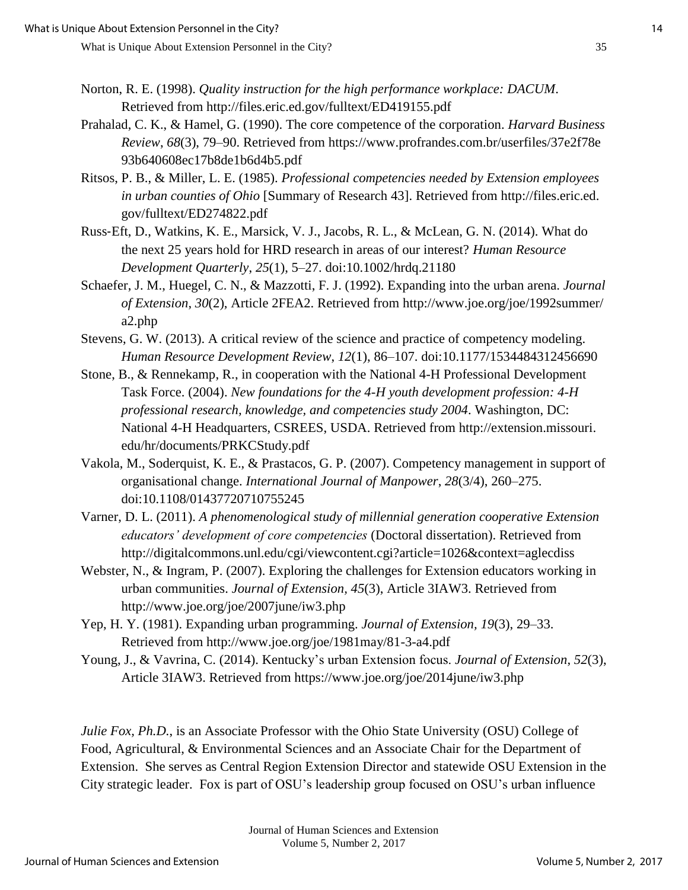Norton, R. E. (1998). *Quality instruction for the high performance workplace: DACUM*. Retrieved from http://files.eric.ed.gov/fulltext/ED419155.pdf

Prahalad, C. K., & Hamel, G. (1990). The core competence of the corporation. *Harvard Business Review*, *68*(3), 79–90. Retrieved from https://www.profrandes.com.br/userfiles/37e2f78e93b640608ec17b8de1b6d4b5.pdf

Ritsos, P. B., & Miller, L. E. (1985). *Professional competencies needed by Extension employees in urban counties of Ohio* [Summary of Research 43]. Retrieved from http://files.eric.ed.gov/fulltext/ED274822.pdf

Russ-Eft, D., Watkins, K. E., Marsick, V. J., Jacobs, R. L., & McLean, G. N. (2014). What do the next 25 years hold for HRD research in areas of our interest? *Human Resource Development Quarterly*, *25*(1), 5–27. doi:10.1002/hrdq.21180

Schaefer, J. M., Huegel, C. N., & Mazzotti, F. J. (1992). Expanding into the urban arena. *Journal of Extension*, *30*(2), Article 2FEA2. Retrieved from http://www.joe.org/joe/1992summer/a2.php

Stevens, G. W. (2013). A critical review of the science and practice of competency modeling. *Human Resource Development Review*, *12*(1), 86–107. doi:10.1177/1534484312456690

Stone, B., & Rennekamp, R., in cooperation with the National 4-H Professional Development Task Force. (2004). *New foundations for the 4-H youth development profession: 4-H professional research, knowledge, and competencies study 2004*. Washington, DC: National 4-H Headquarters, CSREES, USDA. Retrieved from http://extension.missouri.edu/hr/documents/PRKCStudy.pdf

Vakola, M., Soderquist, K. E., & Prastacos, G. P. (2007). Competency management in support of organisational change. *International Journal of Manpower*, *28*(3/4), 260–275. doi:10.1108/01437720710755245

Varner, D. L. (2011). *A phenomenological study of millennial generation cooperative Extension educators' development of core competencies* (Doctoral dissertation). Retrieved from http://digitalcommons.unl.edu/cgi/viewcontent.cgi?article=1026&context=aglecdiss

Webster, N., & Ingram, P. (2007). Exploring the challenges for Extension educators working in urban communities. *Journal of Extension, 45*(3), Article 3IAW3. Retrieved from http://www.joe.org/joe/2007june/iw3.php

Yep, H. Y. (1981). Expanding urban programming. *Journal of Extension, 19*(3), 29–33. Retrieved from http://www.joe.org/joe/1981may/81-3-a4.pdf

Young, J., & Vavrina, C. (2014). Kentucky's urban Extension focus. *Journal of Extension*, *52*(3), Article 3IAW3. Retrieved from https://www.joe.org/joe/2014june/iw3.php

*Julie Fox, Ph.D.*, is an Associate Professor with the Ohio State University (OSU) College of Food, Agricultural, & Environmental Sciences and an Associate Chair for the Department of Extension. She serves as Central Region Extension Director and statewide OSU Extension in the City strategic leader. Fox is part of OSU's leadership group focused on OSU's urban influence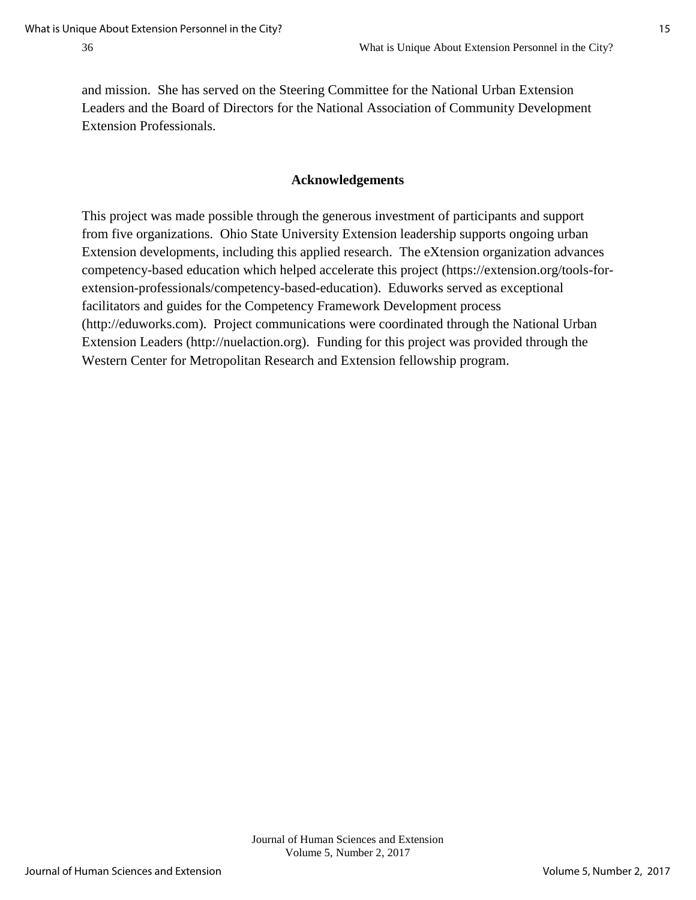and mission. She has served on the Steering Committee for the National Urban Extension Leaders and the Board of Directors for the National Association of Community Development Extension Professionals.

## Acknowledgements

This project was made possible through the generous investment of participants and support from five organizations. Ohio State University Extension leadership supports ongoing urban Extension developments, including this applied research. The eXtension organization advances competency-based education which helped accelerate this project (https://extension.org/tools-for-extension-professionals/competency-based-education). Eduworks served as exceptional facilitators and guides for the Competency Framework Development process (http://eduworks.com). Project communications were coordinated through the National Urban Extension Leaders (http://nuelaction.org). Funding for this project was provided through the Western Center for Metropolitan Research and Extension fellowship program.